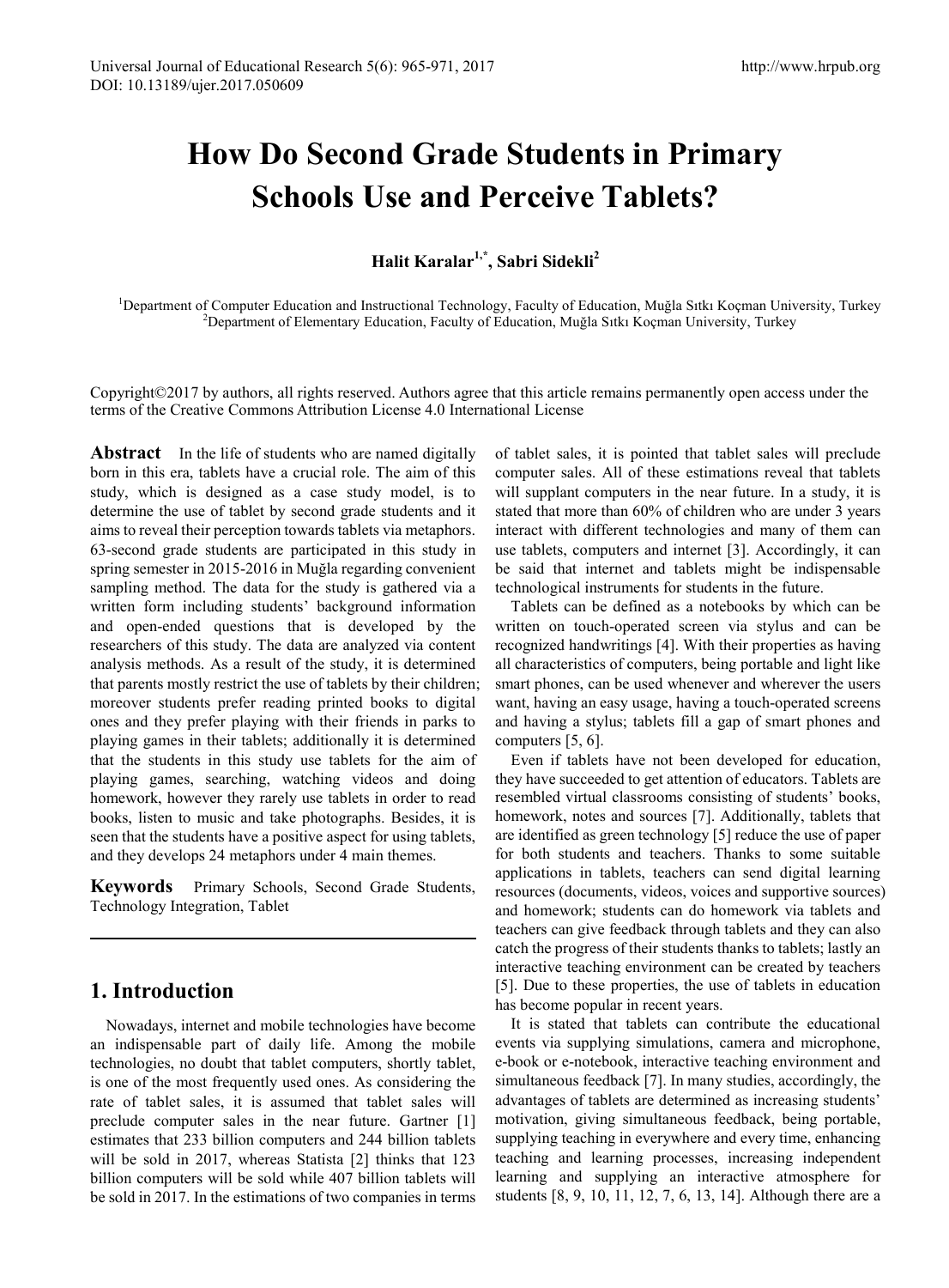# How Do Second Grade Students in Primary Schools Use and Perceive Tablets?

**Halit Karalar[1,*], Sabri Sidekli[2]**

[1]Department of Computer Education and Instructional Technology, Faculty of Education, Muğla Sıtkı Koçman University, Turkey
[2]Department of Elementary Education, Faculty of Education, Muğla Sıtkı Koçman University, Turkey

Copyright©2017 by authors, all rights reserved. Authors agree that this article remains permanently open access under the terms of the Creative Commons Attribution License 4.0 International License

**Abstract** In the life of students who are named digitally born in this era, tablets have a crucial role. The aim of this study, which is designed as a case study model, is to determine the use of tablet by second grade students and it aims to reveal their perception towards tablets via metaphors. 63-second grade students are participated in this study in spring semester in 2015-2016 in Muğla regarding convenient sampling method. The data for the study is gathered via a written form including students' background information and open-ended questions that is developed by the researchers of this study. The data are analyzed via content analysis methods. As a result of the study, it is determined that parents mostly restrict the use of tablets by their children; moreover students prefer reading printed books to digital ones and they prefer playing with their friends in parks to playing games in their tablets; additionally it is determined that the students in this study use tablets for the aim of playing games, searching, watching videos and doing homework, however they rarely use tablets in order to read books, listen to music and take photographs. Besides, it is seen that the students have a positive aspect for using tablets, and they develops 24 metaphors under 4 main themes.

**Keywords** Primary Schools, Second Grade Students, Technology Integration, Tablet

## 1. Introduction

Nowadays, internet and mobile technologies have become an indispensable part of daily life. Among the mobile technologies, no doubt that tablet computers, shortly tablet, is one of the most frequently used ones. As considering the rate of tablet sales, it is assumed that tablet sales will preclude computer sales in the near future. Gartner [1] estimates that 233 billion computers and 244 billion tablets will be sold in 2017, whereas Statista [2] thinks that 123 billion computers will be sold while 407 billion tablets will be sold in 2017. In the estimations of two companies in terms of tablet sales, it is pointed that tablet sales will preclude computer sales. All of these estimations reveal that tablets will supplant computers in the near future. In a study, it is stated that more than 60% of children who are under 3 years interact with different technologies and many of them can use tablets, computers and internet [3]. Accordingly, it can be said that internet and tablets might be indispensable technological instruments for students in the future.

Tablets can be defined as a notebooks by which can be written on touch-operated screen via stylus and can be recognized handwritings [4]. With their properties as having all characteristics of computers, being portable and light like smart phones, can be used whenever and wherever the users want, having an easy usage, having a touch-operated screens and having a stylus; tablets fill a gap of smart phones and computers [5, 6].

Even if tablets have not been developed for education, they have succeeded to get attention of educators. Tablets are resembled virtual classrooms consisting of students' books, homework, notes and sources [7]. Additionally, tablets that are identified as green technology [5] reduce the use of paper for both students and teachers. Thanks to some suitable applications in tablets, teachers can send digital learning resources (documents, videos, voices and supportive sources) and homework; students can do homework via tablets and teachers can give feedback through tablets and they can also catch the progress of their students thanks to tablets; lastly an interactive teaching environment can be created by teachers [5]. Due to these properties, the use of tablets in education has become popular in recent years.

It is stated that tablets can contribute the educational events via supplying simulations, camera and microphone, e-book or e-notebook, interactive teaching environment and simultaneous feedback [7]. In many studies, accordingly, the advantages of tablets are determined as increasing students' motivation, giving simultaneous feedback, being portable, supplying teaching in everywhere and every time, enhancing teaching and learning processes, increasing independent learning and supplying an interactive atmosphere for students [8, 9, 10, 11, 12, 7, 6, 13, 14]. Although there are a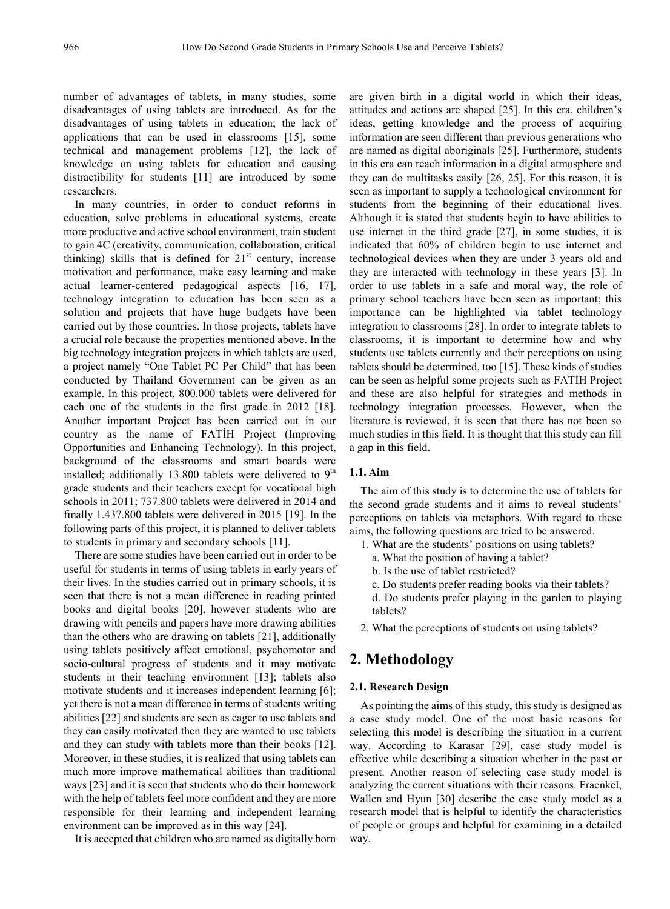number of advantages of tablets, in many studies, some disadvantages of using tablets are introduced. As for the disadvantages of using tablets in education; the lack of applications that can be used in classrooms [15], some technical and management problems [12], the lack of knowledge on using tablets for education and causing distractibility for students [11] are introduced by some researchers.

In many countries, in order to conduct reforms in education, solve problems in educational systems, create more productive and active school environment, train student to gain 4C (creativity, communication, collaboration, critical thinking) skills that is defined for 21st century, increase motivation and performance, make easy learning and make actual learner-centered pedagogical aspects [16, 17], technology integration to education has been seen as a solution and projects that have huge budgets have been carried out by those countries. In those projects, tablets have a crucial role because the properties mentioned above. In the big technology integration projects in which tablets are used, a project namely "One Tablet PC Per Child" that has been conducted by Thailand Government can be given as an example. In this project, 800.000 tablets were delivered for each one of the students in the first grade in 2012 [18]. Another important Project has been carried out in our country as the name of FATİH Project (Improving Opportunities and Enhancing Technology). In this project, background of the classrooms and smart boards were installed; additionally 13.800 tablets were delivered to 9th grade students and their teachers except for vocational high schools in 2011; 737.800 tablets were delivered in 2014 and finally 1.437.800 tablets were delivered in 2015 [19]. In the following parts of this project, it is planned to deliver tablets to students in primary and secondary schools [11].

There are some studies have been carried out in order to be useful for students in terms of using tablets in early years of their lives. In the studies carried out in primary schools, it is seen that there is not a mean difference in reading printed books and digital books [20], however students who are drawing with pencils and papers have more drawing abilities than the others who are drawing on tablets [21], additionally using tablets positively affect emotional, psychomotor and socio-cultural progress of students and it may motivate students in their teaching environment [13]; tablets also motivate students and it increases independent learning [6]; yet there is not a mean difference in terms of students writing abilities [22] and students are seen as eager to use tablets and they can easily motivated then they are wanted to use tablets and they can study with tablets more than their books [12]. Moreover, in these studies, it is realized that using tablets can much more improve mathematical abilities than traditional ways [23] and it is seen that students who do their homework with the help of tablets feel more confident and they are more responsible for their learning and independent learning environment can be improved as in this way [24].

It is accepted that children who are named as digitally born are given birth in a digital world in which their ideas, attitudes and actions are shaped [25]. In this era, children's ideas, getting knowledge and the process of acquiring information are seen different than previous generations who are named as digital aboriginals [25]. Furthermore, students in this era can reach information in a digital atmosphere and they can do multitasks easily [26, 25]. For this reason, it is seen as important to supply a technological environment for students from the beginning of their educational lives. Although it is stated that students begin to have abilities to use internet in the third grade [27], in some studies, it is indicated that 60% of children begin to use internet and technological devices when they are under 3 years old and they are interacted with technology in these years [3]. In order to use tablets in a safe and moral way, the role of primary school teachers have been seen as important; this importance can be highlighted via tablet technology integration to classrooms [28]. In order to integrate tablets to classrooms, it is important to determine how and why students use tablets currently and their perceptions on using tablets should be determined, too [15]. These kinds of studies can be seen as helpful some projects such as FATİH Project and these are also helpful for strategies and methods in technology integration processes. However, when the literature is reviewed, it is seen that there has not been so much studies in this field. It is thought that this study can fill a gap in this field.

### 1.1. Aim

The aim of this study is to determine the use of tablets for the second grade students and it aims to reveal students' perceptions on tablets via metaphors. With regard to these aims, the following questions are tried to be answered.

1. What are the students' positions on using tablets?
   a. What the position of having a tablet?
   b. Is the use of tablet restricted?
   c. Do students prefer reading books via their tablets?
   d. Do students prefer playing in the garden to playing tablets?
2. What the perceptions of students on using tablets?

## 2. Methodology

### 2.1. Research Design

As pointing the aims of this study, this study is designed as a case study model. One of the most basic reasons for selecting this model is describing the situation in a current way. According to Karasar [29], case study model is effective while describing a situation whether in the past or present. Another reason of selecting case study model is analyzing the current situations with their reasons. Fraenkel, Wallen and Hyun [30] describe the case study model as a research model that is helpful to identify the characteristics of people or groups and helpful for examining in a detailed way.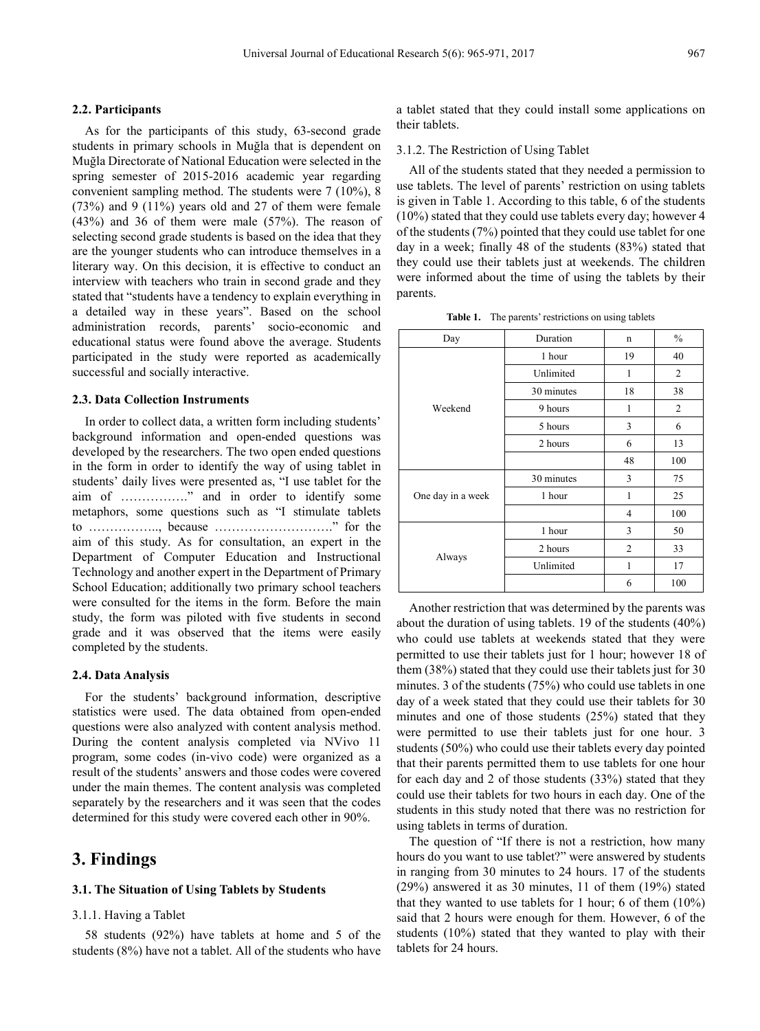### 2.2. Participants

As for the participants of this study, 63-second grade students in primary schools in Muğla that is dependent on Muğla Directorate of National Education were selected in the spring semester of 2015-2016 academic year regarding convenient sampling method. The students were 7 (10%), 8 (73%) and 9 (11%) years old and 27 of them were female (43%) and 36 of them were male (57%). The reason of selecting second grade students is based on the idea that they are the younger students who can introduce themselves in a literary way. On this decision, it is effective to conduct an interview with teachers who train in second grade and they stated that "students have a tendency to explain everything in a detailed way in these years". Based on the school administration records, parents' socio-economic and educational status were found above the average. Students participated in the study were reported as academically successful and socially interactive.

### 2.3. Data Collection Instruments

In order to collect data, a written form including students' background information and open-ended questions was developed by the researchers. The two open ended questions in the form in order to identify the way of using tablet in students' daily lives were presented as, "I use tablet for the aim of ……………." and in order to identify some metaphors, some questions such as "I stimulate tablets to …………….., because ………………………." for the aim of this study. As for consultation, an expert in the Department of Computer Education and Instructional Technology and another expert in the Department of Primary School Education; additionally two primary school teachers were consulted for the items in the form. Before the main study, the form was piloted with five students in second grade and it was observed that the items were easily completed by the students.

### 2.4. Data Analysis

For the students' background information, descriptive statistics were used. The data obtained from open-ended questions were also analyzed with content analysis method. During the content analysis completed via NVivo 11 program, some codes (in-vivo code) were organized as a result of the students' answers and those codes were covered under the main themes. The content analysis was completed separately by the researchers and it was seen that the codes determined for this study were covered each other in 90%.

## 3. Findings

### 3.1. The Situation of Using Tablets by Students

#### 3.1.1. Having a Tablet

58 students (92%) have tablets at home and 5 of the students (8%) have not a tablet. All of the students who have a tablet stated that they could install some applications on their tablets.

#### 3.1.2. The Restriction of Using Tablet

All of the students stated that they needed a permission to use tablets. The level of parents' restriction on using tablets is given in Table 1. According to this table, 6 of the students (10%) stated that they could use tablets every day; however 4 of the students (7%) pointed that they could use tablet for one day in a week; finally 48 of the students (83%) stated that they could use their tablets just at weekends. The children were informed about the time of using the tablets by their parents.

**Table 1.** The parents' restrictions on using tablets

| Day | Duration | n | % |
|---|---|---|---|
| Weekend | 1 hour | 19 | 40 |
| | Unlimited | 1 | 2 |
| | 30 minutes | 18 | 38 |
| | 9 hours | 1 | 2 |
| | 5 hours | 3 | 6 |
| | 2 hours | 6 | 13 |
| | | 48 | 100 |
| One day in a week | 30 minutes | 3 | 75 |
| | 1 hour | 1 | 25 |
| | | 4 | 100 |
| Always | 1 hour | 3 | 50 |
| | 2 hours | 2 | 33 |
| | Unlimited | 1 | 17 |
| | | 6 | 100 |

Another restriction that was determined by the parents was about the duration of using tablets. 19 of the students (40%) who could use tablets at weekends stated that they were permitted to use their tablets just for 1 hour; however 18 of them (38%) stated that they could use their tablets just for 30 minutes. 3 of the students (75%) who could use tablets in one day of a week stated that they could use their tablets for 30 minutes and one of those students (25%) stated that they were permitted to use their tablets just for one hour. 3 students (50%) who could use their tablets every day pointed that their parents permitted them to use tablets for one hour for each day and 2 of those students (33%) stated that they could use their tablets for two hours in each day. One of the students in this study noted that there was no restriction for using tablets in terms of duration.

The question of "If there is not a restriction, how many hours do you want to use tablet?" were answered by students in ranging from 30 minutes to 24 hours. 17 of the students (29%) answered it as 30 minutes, 11 of them (19%) stated that they wanted to use tablets for 1 hour; 6 of them (10%) said that 2 hours were enough for them. However, 6 of the students (10%) stated that they wanted to play with their tablets for 24 hours.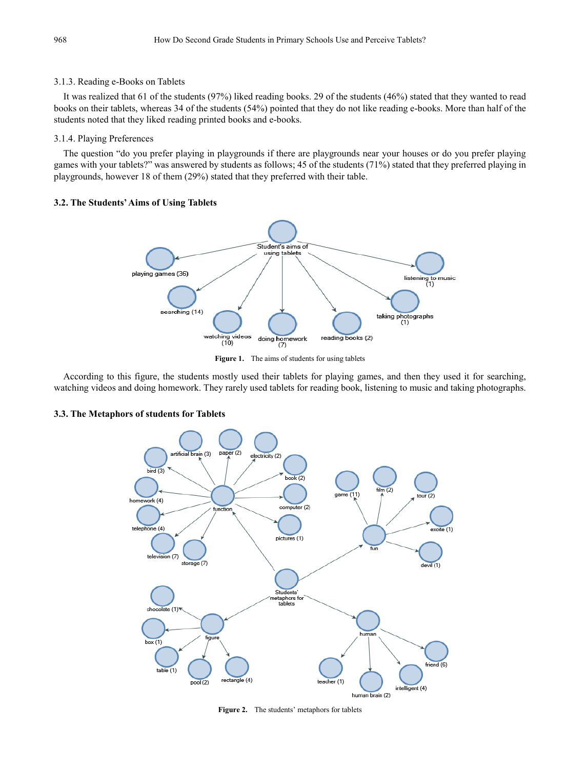#### 3.1.3. Reading e-Books on Tablets

It was realized that 61 of the students (97%) liked reading books. 29 of the students (46%) stated that they wanted to read books on their tablets, whereas 34 of the students (54%) pointed that they do not like reading e-books. More than half of the students noted that they liked reading printed books and e-books.

#### 3.1.4. Playing Preferences

The question "do you prefer playing in playgrounds if there are playgrounds near your houses or do you prefer playing games with your tablets?" was answered by students as follows; 45 of the students (71%) stated that they preferred playing in playgrounds, however 18 of them (29%) stated that they preferred with their table.

### 3.2. The Students' Aims of Using Tablets

**Figure 1.** The aims of students for using tablets

According to this figure, the students mostly used their tablets for playing games, and then they used it for searching, watching videos and doing homework. They rarely used tablets for reading book, listening to music and taking photographs.

### 3.3. The Metaphors of students for Tablets

**Figure 2.** The students' metaphors for tablets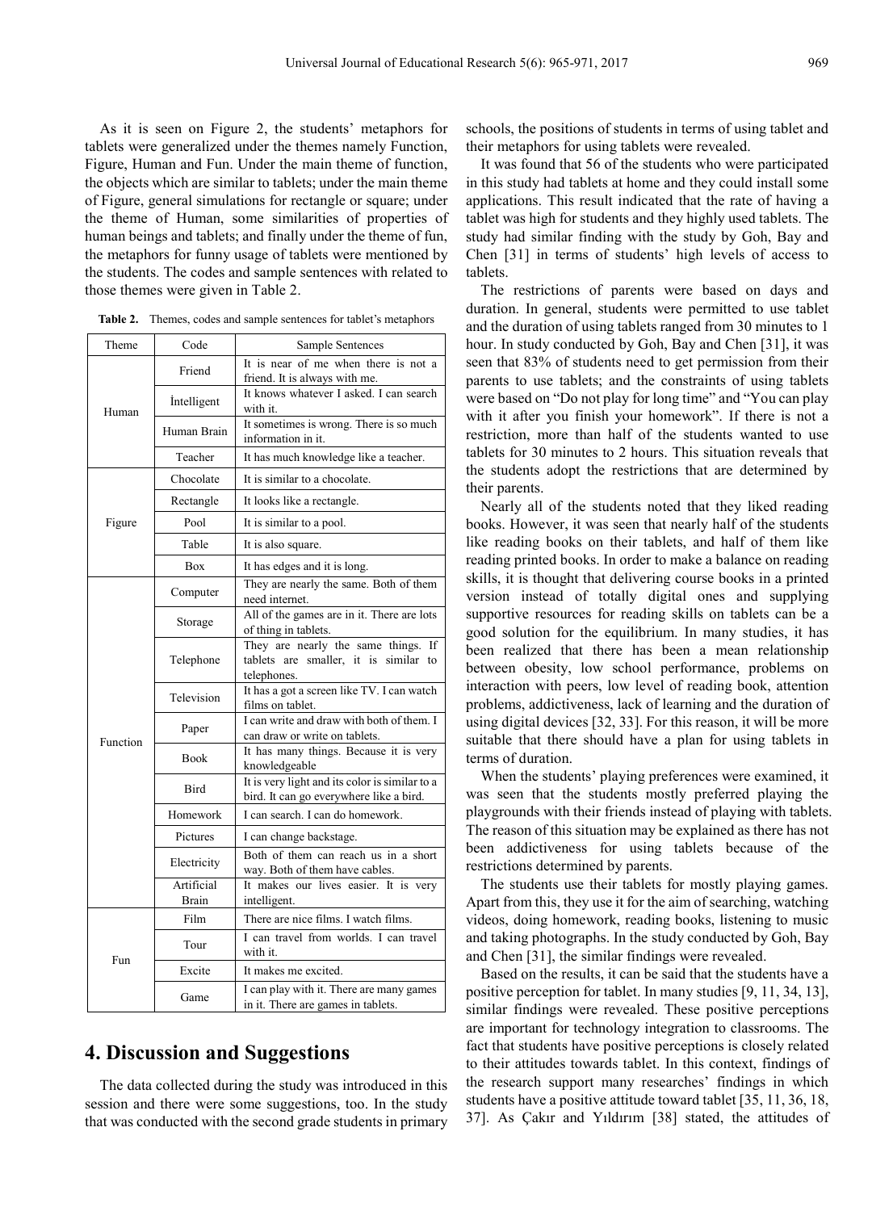As it is seen on Figure 2, the students' metaphors for tablets were generalized under the themes namely Function, Figure, Human and Fun. Under the main theme of function, the objects which are similar to tablets; under the main theme of Figure, general simulations for rectangle or square; under the theme of Human, some similarities of properties of human beings and tablets; and finally under the theme of fun, the metaphors for funny usage of tablets were mentioned by the students. The codes and sample sentences with related to those themes were given in Table 2.

**Table 2.** Themes, codes and sample sentences for tablet's metaphors

| Theme | Code | Sample Sentences |
|---|---|---|
| Human | Friend | It is near of me when there is not a friend. It is always with me. |
| | İntelligent | It knows whatever I asked. I can search with it. |
| | Human Brain | It sometimes is wrong. There is so much information in it. |
| | Teacher | It has much knowledge like a teacher. |
| Figure | Chocolate | It is similar to a chocolate. |
| | Rectangle | It looks like a rectangle. |
| | Pool | It is similar to a pool. |
| | Table | It is also square. |
| | Box | It has edges and it is long. |
| Function | Computer | They are nearly the same. Both of them need internet. |
| | Storage | All of the games are in it. There are lots of thing in tablets. |
| | Telephone | They are nearly the same things. If tablets are smaller, it is similar to telephones. |
| | Television | It has a got a screen like TV. I can watch films on tablet. |
| | Paper | I can write and draw with both of them. I can draw or write on tablets. |
| | Book | It has many things. Because it is very knowledgeable |
| | Bird | It is very light and its color is similar to a bird. It can go everywhere like a bird. |
| | Homework | I can search. I can do homework. |
| | Pictures | I can change backstage. |
| | Electricity | Both of them can reach us in a short way. Both of them have cables. |
| | Artificial Brain | It makes our lives easier. It is very intelligent. |
| Fun | Film | There are nice films. I watch films. |
| | Tour | I can travel from worlds. I can travel with it. |
| | Excite | It makes me excited. |
| | Game | I can play with it. There are many games in it. There are games in tablets. |

# 4. Discussion and Suggestions

The data collected during the study was introduced in this session and there were some suggestions, too. In the study that was conducted with the second grade students in primary schools, the positions of students in terms of using tablet and their metaphors for using tablets were revealed.

It was found that 56 of the students who were participated in this study had tablets at home and they could install some applications. This result indicated that the rate of having a tablet was high for students and they highly used tablets. The study had similar finding with the study by Goh, Bay and Chen [31] in terms of students' high levels of access to tablets.

The restrictions of parents were based on days and duration. In general, students were permitted to use tablet and the duration of using tablets ranged from 30 minutes to 1 hour. In study conducted by Goh, Bay and Chen [31], it was seen that 83% of students need to get permission from their parents to use tablets; and the constraints of using tablets were based on "Do not play for long time" and "You can play with it after you finish your homework". If there is not a restriction, more than half of the students wanted to use tablets for 30 minutes to 2 hours. This situation reveals that the students adopt the restrictions that are determined by their parents.

Nearly all of the students noted that they liked reading books. However, it was seen that nearly half of the students like reading books on their tablets, and half of them like reading printed books. In order to make a balance on reading skills, it is thought that delivering course books in a printed version instead of totally digital ones and supplying supportive resources for reading skills on tablets can be a good solution for the equilibrium. In many studies, it has been realized that there has been a mean relationship between obesity, low school performance, problems on interaction with peers, low level of reading book, attention problems, addictiveness, lack of learning and the duration of using digital devices [32, 33]. For this reason, it will be more suitable that there should have a plan for using tablets in terms of duration.

When the students' playing preferences were examined, it was seen that the students mostly preferred playing the playgrounds with their friends instead of playing with tablets. The reason of this situation may be explained as there has not been addictiveness for using tablets because of the restrictions determined by parents.

The students use their tablets for mostly playing games. Apart from this, they use it for the aim of searching, watching videos, doing homework, reading books, listening to music and taking photographs. In the study conducted by Goh, Bay and Chen [31], the similar findings were revealed.

Based on the results, it can be said that the students have a positive perception for tablet. In many studies [9, 11, 34, 13], similar findings were revealed. These positive perceptions are important for technology integration to classrooms. The fact that students have positive perceptions is closely related to their attitudes towards tablet. In this context, findings of the research support many researches' findings in which students have a positive attitude toward tablet [35, 11, 36, 18, 37]. As Çakır and Yıldırım [38] stated, the attitudes of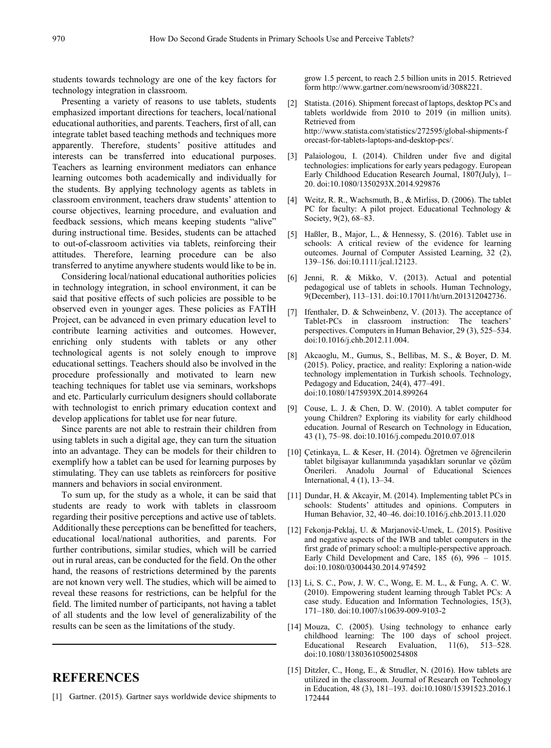students towards technology are one of the key factors for technology integration in classroom.

Presenting a variety of reasons to use tablets, students emphasized important directions for teachers, local/national educational authorities, and parents. Teachers, first of all, can integrate tablet based teaching methods and techniques more apparently. Therefore, students' positive attitudes and interests can be transferred into educational purposes. Teachers as learning environment mediators can enhance learning outcomes both academically and individually for the students. By applying technology agents as tablets in classroom environment, teachers draw students' attention to course objectives, learning procedure, and evaluation and feedback sessions, which means keeping students "alive" during instructional time. Besides, students can be attached to out-of-classroom activities via tablets, reinforcing their attitudes. Therefore, learning procedure can be also transferred to anytime anywhere students would like to be in.

Considering local/national educational authorities policies in technology integration, in school environment, it can be said that positive effects of such policies are possible to be observed even in younger ages. These policies as FATİH Project, can be advanced in even primary education level to contribute learning activities and outcomes. However, enriching only students with tablets or any other technological agents is not solely enough to improve educational settings. Teachers should also be involved in the procedure professionally and motivated to learn new teaching techniques for tablet use via seminars, workshops and etc. Particularly curriculum designers should collaborate with technologist to enrich primary education context and develop applications for tablet use for near future.

Since parents are not able to restrain their children from using tablets in such a digital age, they can turn the situation into an advantage. They can be models for their children to exemplify how a tablet can be used for learning purposes by stimulating. They can use tablets as reinforcers for positive manners and behaviors in social environment.

To sum up, for the study as a whole, it can be said that students are ready to work with tablets in classroom regarding their positive perceptions and active use of tablets. Additionally these perceptions can be benefitted for teachers, educational local/national authorities, and parents. For further contributions, similar studies, which will be carried out in rural areas, can be conducted for the field. On the other hand, the reasons of restrictions determined by the parents are not known very well. The studies, which will be aimed to reveal these reasons for restrictions, can be helpful for the field. The limited number of participants, not having a tablet of all students and the low level of generalizability of the results can be seen as the limitations of the study.

# REFERENCES

[1] Gartner. (2015). Gartner says worldwide device shipments to grow 1.5 percent, to reach 2.5 billion units in 2015. Retrieved form http://www.gartner.com/newsroom/id/3088221.

[2] Statista. (2016). Shipment forecast of laptops, desktop PCs and tablets worldwide from 2010 to 2019 (in million units). Retrieved from http://www.statista.com/statistics/272595/global-shipments-forecast-for-tablets-laptops-and-desktop-pcs/.

[3] Palaiologou, I. (2014). Children under five and digital technologies: implications for early years pedagogy. European Early Childhood Education Research Journal, 1807(July), 1–20. doi:10.1080/1350293X.2014.929876

[4] Weitz, R. R., Wachsmuth, B., & Mirliss, D. (2006). The tablet PC for faculty: A pilot project. Educational Technology & Society, 9(2), 68–83.

[5] Haßler, B., Major, L., & Hennessy, S. (2016). Tablet use in schools: A critical review of the evidence for learning outcomes. Journal of Computer Assisted Learning, 32 (2), 139–156. doi:10.1111/jcal.12123.

[6] Jenni, R. & Mikko, V. (2013). Actual and potential pedagogical use of tablets in schools. Human Technology, 9(December), 113–131. doi:10.17011/ht/urn.201312042736.

[7] Ifenthaler, D. & Schweinbenz, V. (2013). The acceptance of Tablet-PCs in classroom instruction: The teachers' perspectives. Computers in Human Behavior, 29 (3), 525–534. doi:10.1016/j.chb.2012.11.004.

[8] Akcaoglu, M., Gumus, S., Bellibas, M. S., & Boyer, D. M. (2015). Policy, practice, and reality: Exploring a nation-wide technology implementation in Turkish schools. Technology, Pedagogy and Education, 24(4), 477–491. doi:10.1080/1475939X.2014.899264

[9] Couse, L. J. & Chen, D. W. (2010). A tablet computer for young Children? Exploring its viability for early childhood education. Journal of Research on Technology in Education, 43 (1), 75–98. doi:10.1016/j.compedu.2010.07.018

[10] Çetinkaya, L. & Keser, H. (2014). Öğretmen ve öğrencilerin tablet bilgisayar kullanımında yaşadıkları sorunlar ve çözüm Önerileri. Anadolu Journal of Educational Sciences International, 4 (1), 13–34.

[11] Dundar, H. & Akcayir, M. (2014). Implementing tablet PCs in schools: Students' attitudes and opinions. Computers in Human Behavior, 32, 40–46. doi:10.1016/j.chb.2013.11.020

[12] Fekonja-Peklaj, U. & Marjanovič-Umek, L. (2015). Positive and negative aspects of the IWB and tablet computers in the first grade of primary school: a multiple-perspective approach. Early Child Development and Care, 185 (6), 996 – 1015. doi:10.1080/03004430.2014.974592

[13] Li, S. C., Pow, J. W. C., Wong, E. M. L., & Fung, A. C. W. (2010). Empowering student learning through Tablet PCs: A case study. Education and Information Technologies, 15(3), 171–180. doi:10.1007/s10639-009-9103-2

[14] Mouza, C. (2005). Using technology to enhance early childhood learning: The 100 days of school project. Educational Research Evaluation, 11(6), 513–528. doi:10.1080/13803610500254808

[15] Ditzler, C., Hong, E., & Strudler, N. (2016). How tablets are utilized in the classroom. Journal of Research on Technology in Education, 48 (3), 181–193. doi:10.1080/15391523.2016.1172444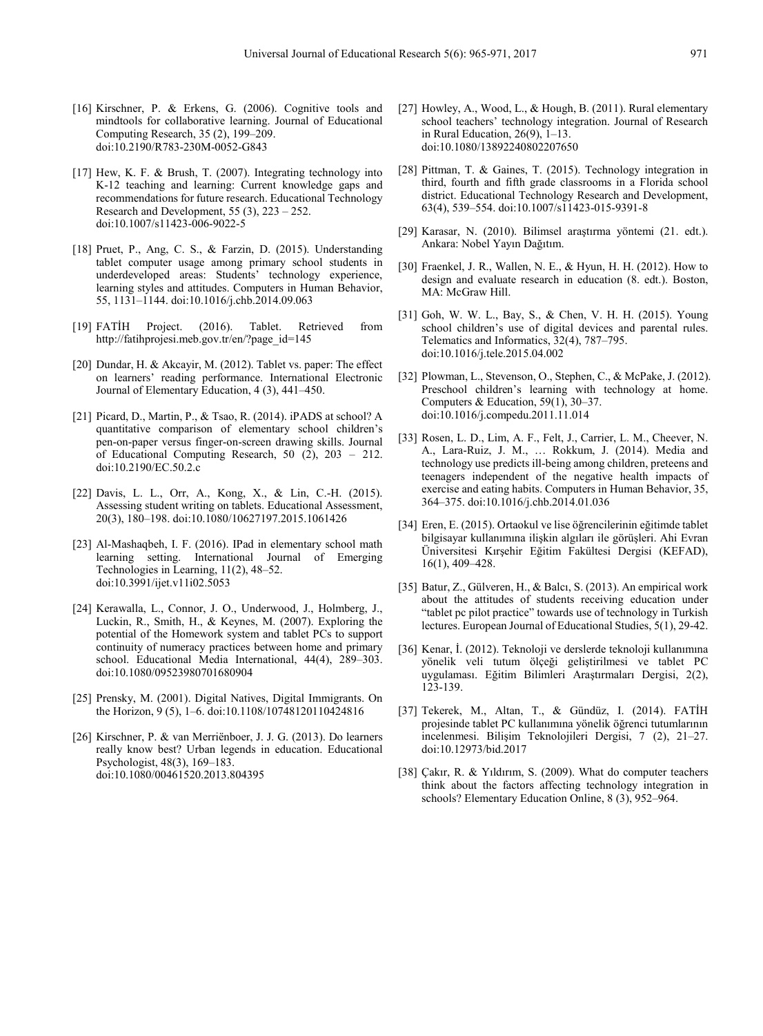[16] Kirschner, P. & Erkens, G. (2006). Cognitive tools and mindtools for collaborative learning. Journal of Educational Computing Research, 35 (2), 199–209. doi:10.2190/R783-230M-0052-G843

[17] Hew, K. F. & Brush, T. (2007). Integrating technology into K-12 teaching and learning: Current knowledge gaps and recommendations for future research. Educational Technology Research and Development, 55 (3), 223 – 252. doi:10.1007/s11423-006-9022-5

[18] Pruet, P., Ang, C. S., & Farzin, D. (2015). Understanding tablet computer usage among primary school students in underdeveloped areas: Students' technology experience, learning styles and attitudes. Computers in Human Behavior, 55, 1131–1144. doi:10.1016/j.chb.2014.09.063

[19] FATİH Project. (2016). Tablet. Retrieved from http://fatihprojesi.meb.gov.tr/en/?page_id=145

[20] Dundar, H. & Akcayir, M. (2012). Tablet vs. paper: The effect on learners' reading performance. International Electronic Journal of Elementary Education, 4 (3), 441–450.

[21] Picard, D., Martin, P., & Tsao, R. (2014). iPADS at school? A quantitative comparison of elementary school children's pen-on-paper versus finger-on-screen drawing skills. Journal of Educational Computing Research, 50 (2), 203 – 212. doi:10.2190/EC.50.2.c

[22] Davis, L. L., Orr, A., Kong, X., & Lin, C.-H. (2015). Assessing student writing on tablets. Educational Assessment, 20(3), 180–198. doi:10.1080/10627197.2015.1061426

[23] Al-Mashaqbeh, I. F. (2016). IPad in elementary school math learning setting. International Journal of Emerging Technologies in Learning, 11(2), 48–52. doi:10.3991/ijet.v11i02.5053

[24] Kerawalla, L., Connor, J. O., Underwood, J., Holmberg, J., Luckin, R., Smith, H., & Keynes, M. (2007). Exploring the potential of the Homework system and tablet PCs to support continuity of numeracy practices between home and primary school. Educational Media International, 44(4), 289–303. doi:10.1080/09523980701680904

[25] Prensky, M. (2001). Digital Natives, Digital Immigrants. On the Horizon, 9 (5), 1–6. doi:10.1108/10748120110424816

[26] Kirschner, P. & van Merriënboer, J. J. G. (2013). Do learners really know best? Urban legends in education. Educational Psychologist, 48(3), 169–183. doi:10.1080/00461520.2013.804395

[27] Howley, A., Wood, L., & Hough, B. (2011). Rural elementary school teachers' technology integration. Journal of Research in Rural Education, 26(9), 1–13. doi:10.1080/13892240802207650

[28] Pittman, T. & Gaines, T. (2015). Technology integration in third, fourth and fifth grade classrooms in a Florida school district. Educational Technology Research and Development, 63(4), 539–554. doi:10.1007/s11423-015-9391-8

[29] Karasar, N. (2010). Bilimsel araştırma yöntemi (21. edt.). Ankara: Nobel Yayın Dağıtım.

[30] Fraenkel, J. R., Wallen, N. E., & Hyun, H. H. (2012). How to design and evaluate research in education (8. edt.). Boston, MA: McGraw Hill.

[31] Goh, W. W. L., Bay, S., & Chen, V. H. H. (2015). Young school children's use of digital devices and parental rules. Telematics and Informatics, 32(4), 787–795. doi:10.1016/j.tele.2015.04.002

[32] Plowman, L., Stevenson, O., Stephen, C., & McPake, J. (2012). Preschool children's learning with technology at home. Computers & Education, 59(1), 30–37. doi:10.1016/j.compedu.2011.11.014

[33] Rosen, L. D., Lim, A. F., Felt, J., Carrier, L. M., Cheever, N. A., Lara-Ruiz, J. M., … Rokkum, J. (2014). Media and technology use predicts ill-being among children, preteens and teenagers independent of the negative health impacts of exercise and eating habits. Computers in Human Behavior, 35, 364–375. doi:10.1016/j.chb.2014.01.036

[34] Eren, E. (2015). Ortaokul ve lise öğrencilerinin eğitimde tablet bilgisayar kullanımına ilişkin algıları ile görüşleri. Ahi Evran Üniversitesi Kırşehir Eğitim Fakültesi Dergisi (KEFAD), 16(1), 409–428.

[35] Batur, Z., Gülveren, H., & Balcı, S. (2013). An empirical work about the attitudes of students receiving education under "tablet pc pilot practice" towards use of technology in Turkish lectures. European Journal of Educational Studies, 5(1), 29-42.

[36] Kenar, İ. (2012). Teknoloji ve derslerde teknoloji kullanımına yönelik veli tutum ölçeği geliştirilmesi ve tablet PC uygulaması. Eğitim Bilimleri Araştırmaları Dergisi, 2(2), 123-139.

[37] Tekerek, M., Altan, T., & Gündüz, I. (2014). FATİH projesinde tablet PC kullanımına yönelik öğrenci tutumlarının incelenmesi. Bilişim Teknolojileri Dergisi, 7 (2), 21–27. doi:10.12973/bid.2017

[38] Çakır, R. & Yıldırım, S. (2009). What do computer teachers think about the factors affecting technology integration in schools? Elementary Education Online, 8 (3), 952–964.